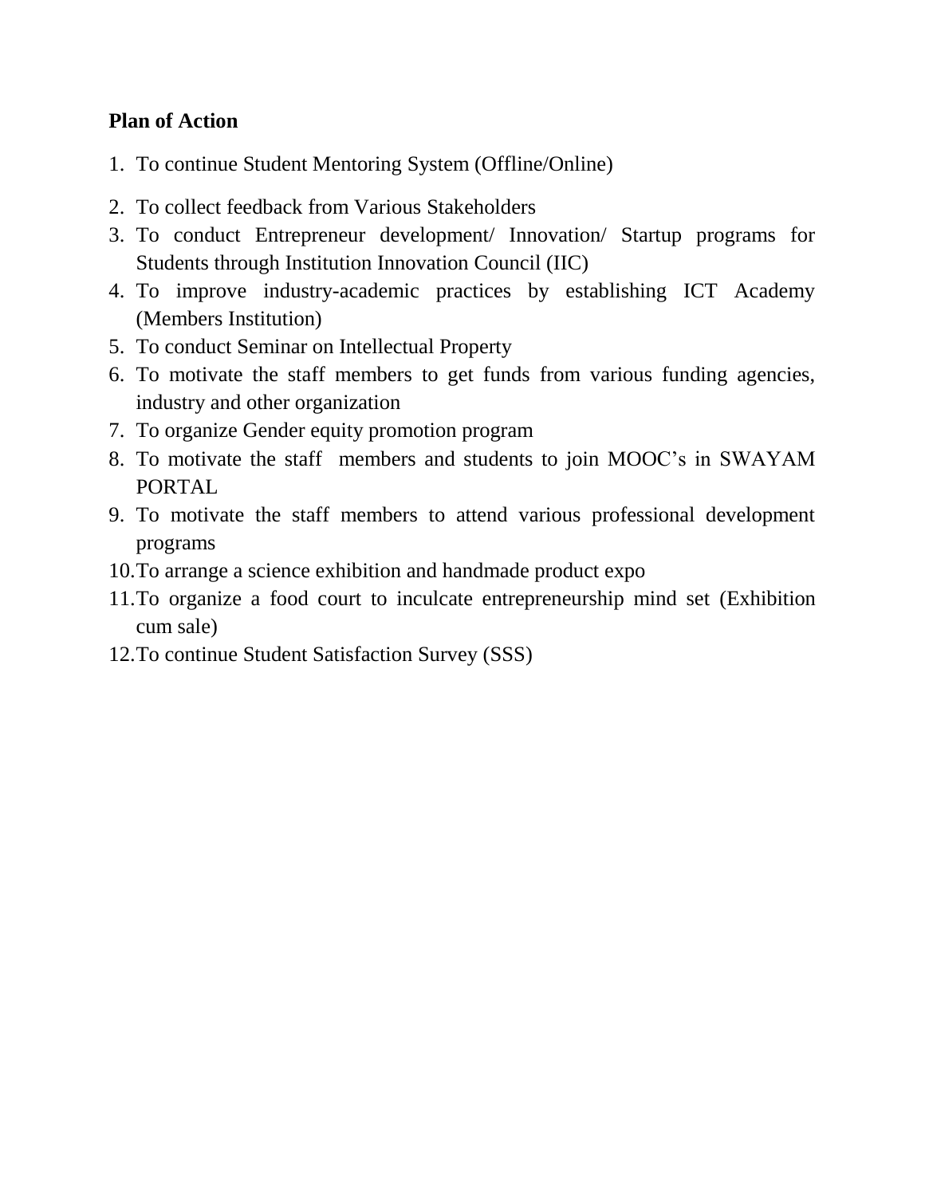**Plan of Action**

1. To continue Student Mentoring System (Offline/Online)
2. To collect feedback from Various Stakeholders
3. To conduct Entrepreneur development/ Innovation/ Startup programs for Students through Institution Innovation Council (IIC)
4. To improve industry-academic practices by establishing ICT Academy (Members Institution)
5. To conduct Seminar on Intellectual Property
6. To motivate the staff members to get funds from various funding agencies, industry and other organization
7. To organize Gender equity promotion program
8. To motivate the staff members and students to join MOOC's in SWAYAM PORTAL
9. To motivate the staff members to attend various professional development programs
10. To arrange a science exhibition and handmade product expo
11. To organize a food court to inculcate entrepreneurship mind set (Exhibition cum sale)
12. To continue Student Satisfaction Survey (SSS)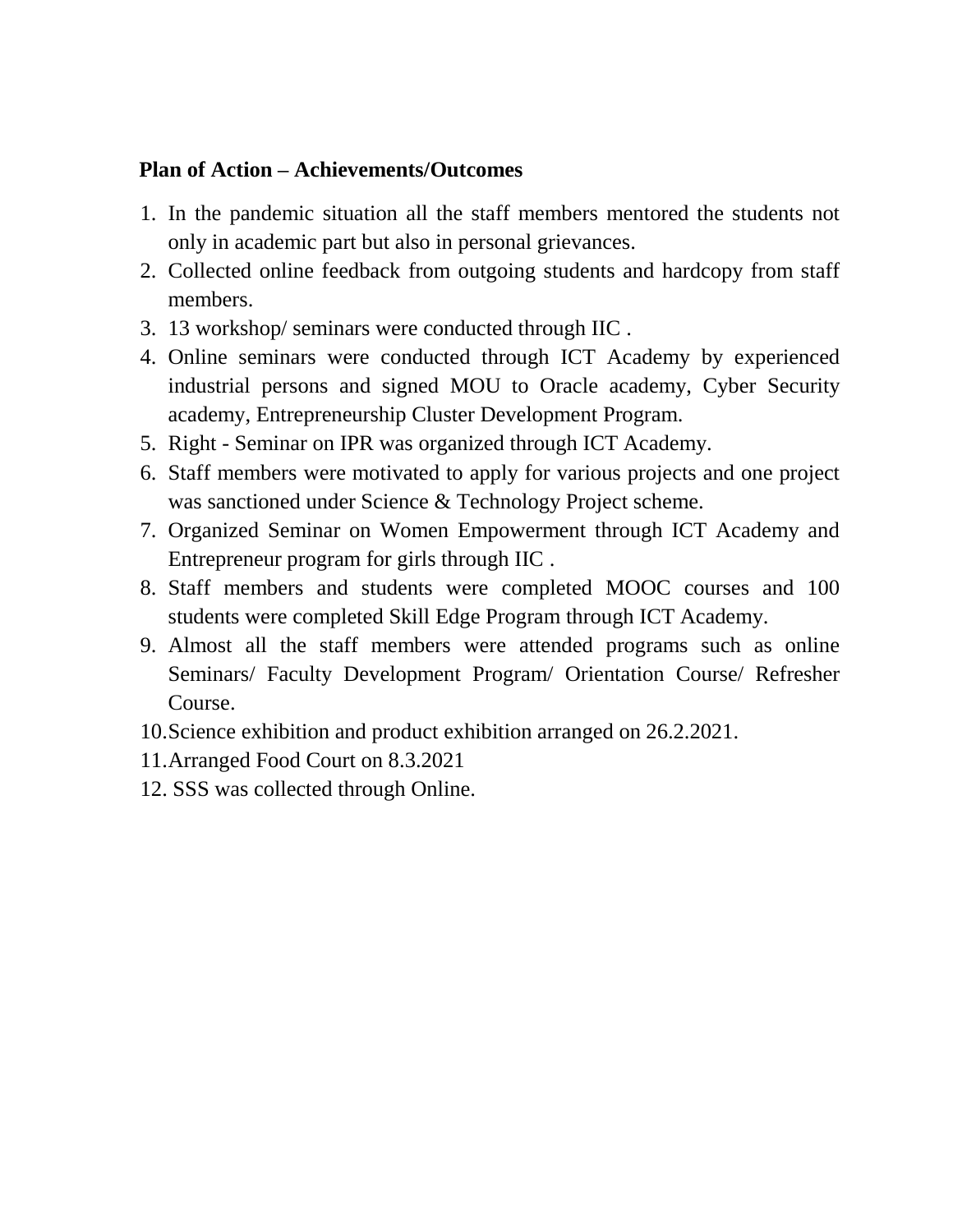**Plan of Action – Achievements/Outcomes**

1. In the pandemic situation all the staff members mentored the students not only in academic part but also in personal grievances.
2. Collected online feedback from outgoing students and hardcopy from staff members.
3. 13 workshop/ seminars were conducted through IIC .
4. Online seminars were conducted through ICT Academy by experienced industrial persons and signed MOU to Oracle academy, Cyber Security academy, Entrepreneurship Cluster Development Program.
5. Right - Seminar on IPR was organized through ICT Academy.
6. Staff members were motivated to apply for various projects and one project was sanctioned under Science & Technology Project scheme.
7. Organized Seminar on Women Empowerment through ICT Academy and Entrepreneur program for girls through IIC .
8. Staff members and students were completed MOOC courses and 100 students were completed Skill Edge Program through ICT Academy.
9. Almost all the staff members were attended programs such as online Seminars/ Faculty Development Program/ Orientation Course/ Refresher Course.
10. Science exhibition and product exhibition arranged on 26.2.2021.
11. Arranged Food Court on 8.3.2021
12. SSS was collected through Online.